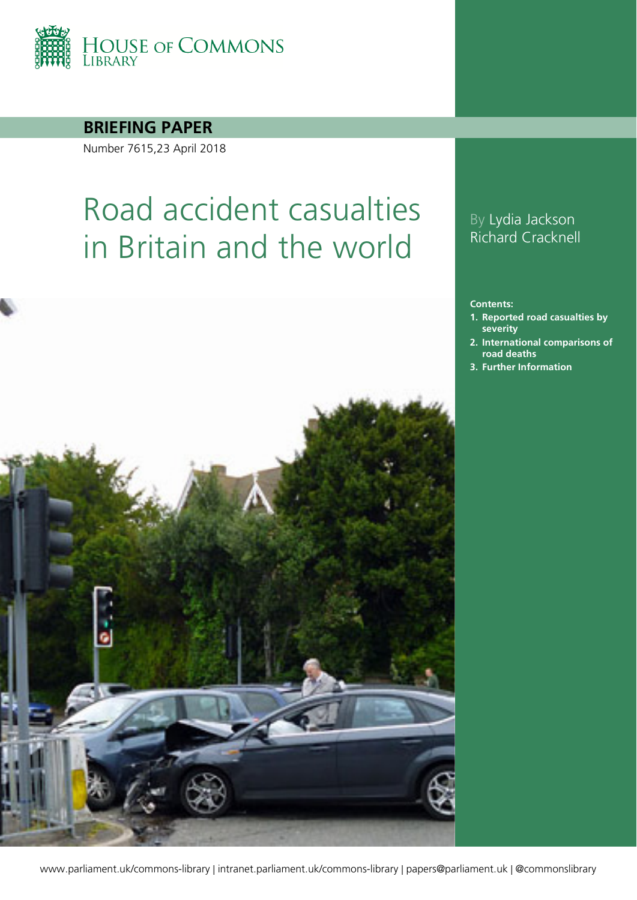HOUSE OF COMMONS LIBRARY

**BRIEFING PAPER**

Number 7615,23 April 2018

# Road accident casualties in Britain and the world

By Lydia Jackson
Richard Cracknell

**Contents:**

1. **Reported road casualties by severity**
2. **International comparisons of road deaths**
3. **Further Information**

www.parliament.uk/commons-library | intranet.parliament.uk/commons-library | papers@parliament.uk | @commonslibrary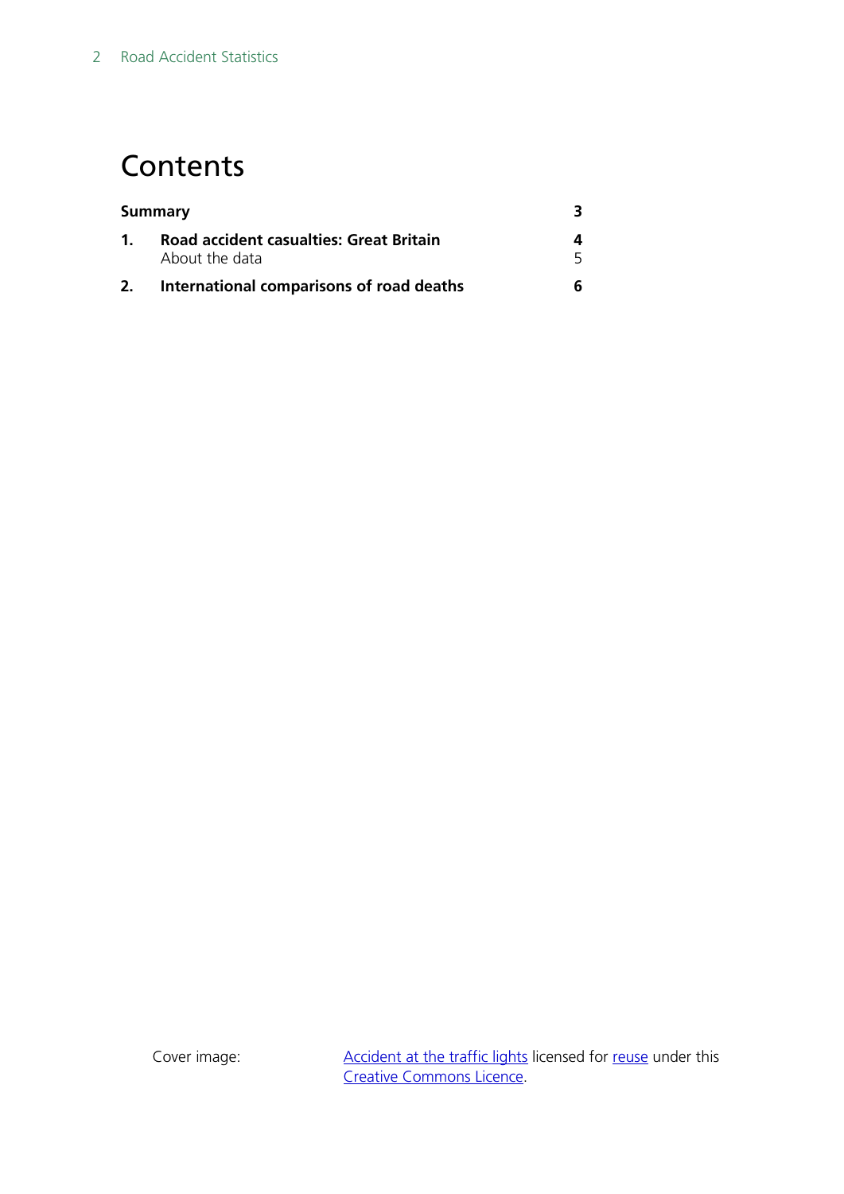# Contents

| | | |
|---|---|---|
| **Summary** | | **3** |
| **1.** | **Road accident casualties: Great Britain** | **4** |
| | About the data | 5 |
| **2.** | **International comparisons of road deaths** | **6** |

Cover image: Accident at the traffic lights licensed for reuse under this Creative Commons Licence.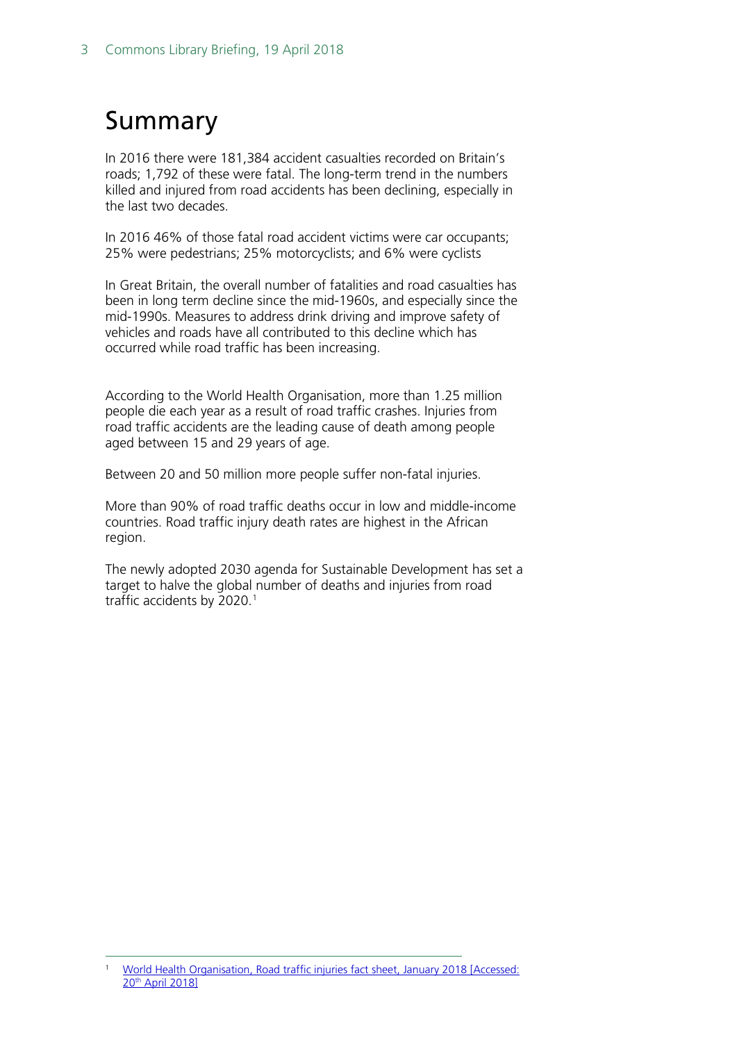# Summary

In 2016 there were 181,384 accident casualties recorded on Britain's roads; 1,792 of these were fatal. The long-term trend in the numbers killed and injured from road accidents has been declining, especially in the last two decades.

In 2016 46% of those fatal road accident victims were car occupants; 25% were pedestrians; 25% motorcyclists; and 6% were cyclists

In Great Britain, the overall number of fatalities and road casualties has been in long term decline since the mid-1960s, and especially since the mid-1990s. Measures to address drink driving and improve safety of vehicles and roads have all contributed to this decline which has occurred while road traffic has been increasing.

According to the World Health Organisation, more than 1.25 million people die each year as a result of road traffic crashes. Injuries from road traffic accidents are the leading cause of death among people aged between 15 and 29 years of age.

Between 20 and 50 million more people suffer non-fatal injuries.

More than 90% of road traffic deaths occur in low and middle-income countries. Road traffic injury death rates are highest in the African region.

The newly adopted 2030 agenda for Sustainable Development has set a target to halve the global number of deaths and injuries from road traffic accidents by 2020.[1]

[1] World Health Organisation, Road traffic injuries fact sheet, January 2018 [Accessed: 20th April 2018]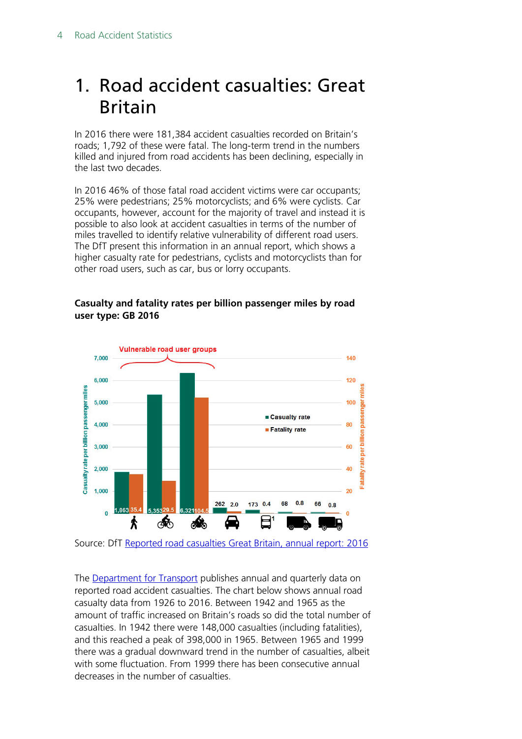# 1. Road accident casualties: Great Britain

In 2016 there were 181,384 accident casualties recorded on Britain's roads; 1,792 of these were fatal. The long-term trend in the numbers killed and injured from road accidents has been declining, especially in the last two decades.

In 2016 46% of those fatal road accident victims were car occupants; 25% were pedestrians; 25% motorcyclists; and 6% were cyclists. Car occupants, however, account for the majority of travel and instead it is possible to also look at accident casualties in terms of the number of miles travelled to identify relative vulnerability of different road users. The DfT present this information in an annual report, which shows a higher casualty rate for pedestrians, cyclists and motorcyclists than for other road users, such as car, bus or lorry occupants.

**Casualty and fatality rates per billion passenger miles by road user type: GB 2016**

Source: DfT Reported road casualties Great Britain, annual report: 2016

The Department for Transport publishes annual and quarterly data on reported road accident casualties. The chart below shows annual road casualty data from 1926 to 2016. Between 1942 and 1965 as the amount of traffic increased on Britain's roads so did the total number of casualties. In 1942 there were 148,000 casualties (including fatalities), and this reached a peak of 398,000 in 1965. Between 1965 and 1999 there was a gradual downward trend in the number of casualties, albeit with some fluctuation. From 1999 there has been consecutive annual decreases in the number of casualties.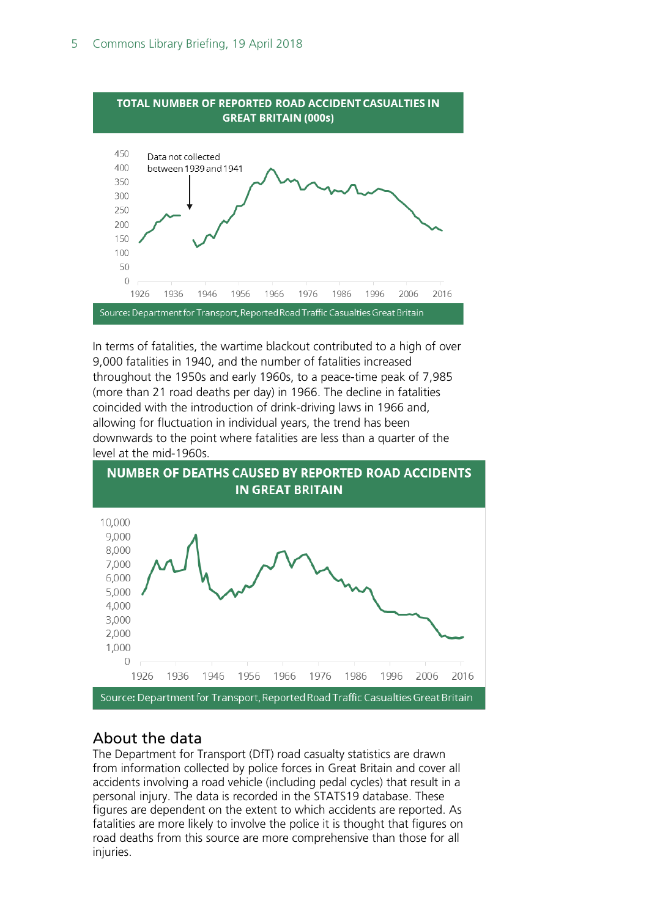**TOTAL NUMBER OF REPORTED ROAD ACCIDENT CASUALTIES IN GREAT BRITAIN (000s)**

Source: Department for Transport, Reported Road Traffic Casualties Great Britain

In terms of fatalities, the wartime blackout contributed to a high of over 9,000 fatalities in 1940, and the number of fatalities increased throughout the 1950s and early 1960s, to a peace-time peak of 7,985 (more than 21 road deaths per day) in 1966. The decline in fatalities coincided with the introduction of drink-driving laws in 1966 and, allowing for fluctuation in individual years, the trend has been downwards to the point where fatalities are less than a quarter of the level at the mid-1960s.

**NUMBER OF DEATHS CAUSED BY REPORTED ROAD ACCIDENTS IN GREAT BRITAIN**

Source: Department for Transport, Reported Road Traffic Casualties Great Britain

## About the data

The Department for Transport (DfT) road casualty statistics are drawn from information collected by police forces in Great Britain and cover all accidents involving a road vehicle (including pedal cycles) that result in a personal injury. The data is recorded in the STATS19 database. These figures are dependent on the extent to which accidents are reported. As fatalities are more likely to involve the police it is thought that figures on road deaths from this source are more comprehensive than those for all injuries.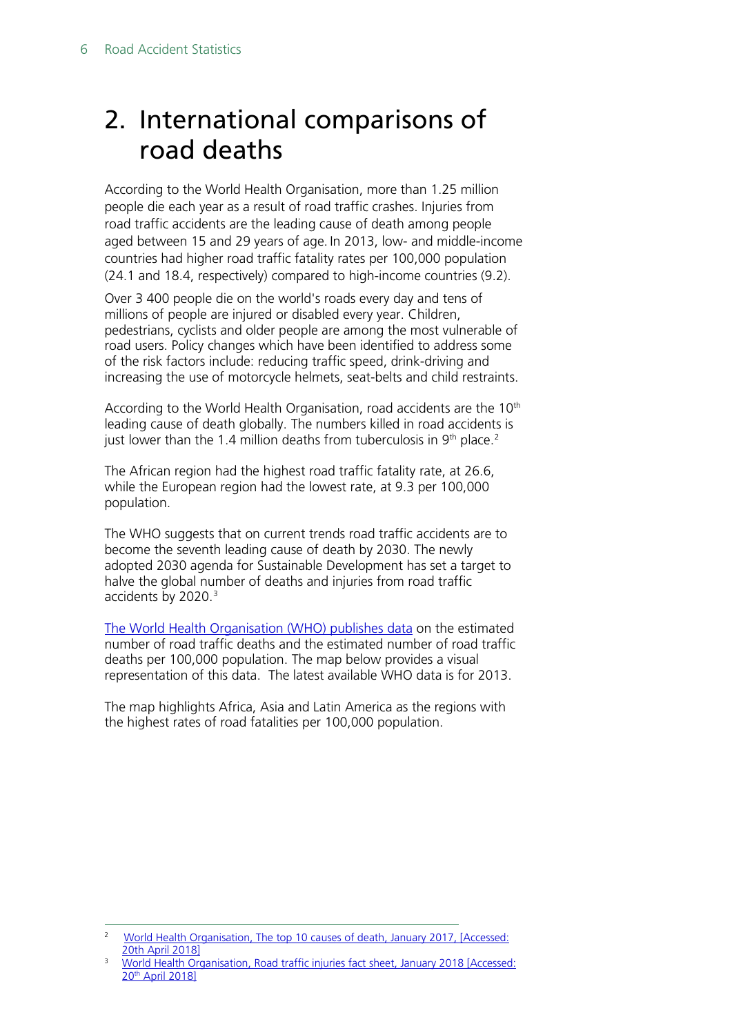# 2. International comparisons of road deaths

According to the World Health Organisation, more than 1.25 million people die each year as a result of road traffic crashes. Injuries from road traffic accidents are the leading cause of death among people aged between 15 and 29 years of age. In 2013, low- and middle-income countries had higher road traffic fatality rates per 100,000 population (24.1 and 18.4, respectively) compared to high-income countries (9.2).

Over 3 400 people die on the world's roads every day and tens of millions of people are injured or disabled every year. Children, pedestrians, cyclists and older people are among the most vulnerable of road users. Policy changes which have been identified to address some of the risk factors include: reducing traffic speed, drink-driving and increasing the use of motorcycle helmets, seat-belts and child restraints.

According to the World Health Organisation, road accidents are the 10th leading cause of death globally. The numbers killed in road accidents is just lower than the 1.4 million deaths from tuberculosis in 9th place.[2]

The African region had the highest road traffic fatality rate, at 26.6, while the European region had the lowest rate, at 9.3 per 100,000 population.

The WHO suggests that on current trends road traffic accidents are to become the seventh leading cause of death by 2030. The newly adopted 2030 agenda for Sustainable Development has set a target to halve the global number of deaths and injuries from road traffic accidents by 2020.[3]

[The World Health Organisation (WHO) publishes data](#) on the estimated number of road traffic deaths and the estimated number of road traffic deaths per 100,000 population. The map below provides a visual representation of this data. The latest available WHO data is for 2013.

The map highlights Africa, Asia and Latin America as the regions with the highest rates of road fatalities per 100,000 population.

---

[2] World Health Organisation, The top 10 causes of death, January 2017, [Accessed: 20th April 2018]

[3] World Health Organisation, Road traffic injuries fact sheet, January 2018 [Accessed: 20th April 2018]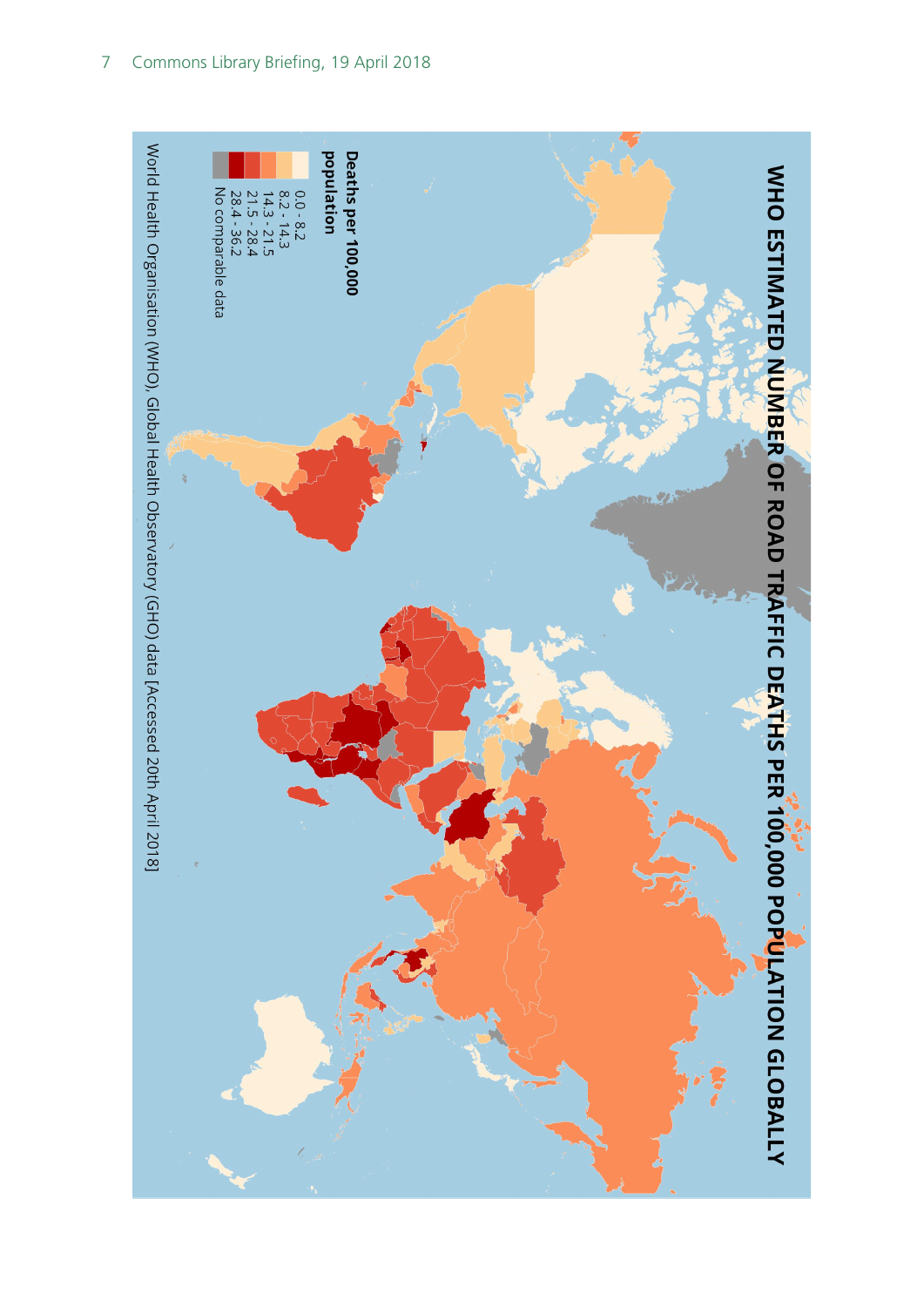**WHO ESTIMATED NUMBER OF ROAD TRAFFIC DEATHS PER 100,000 POPULATION GLOBALLY**

**Deaths per 100,000 population**

- 0.0 - 8.2
- 8.2 - 14.3
- 14.3 - 21.5
- 21.5 - 28.4
- 28.4 - 36.2
- No comparable data

World Health Organisation (WHO), Global Health Observatory (GHO) data [Accessed 20th April 2018]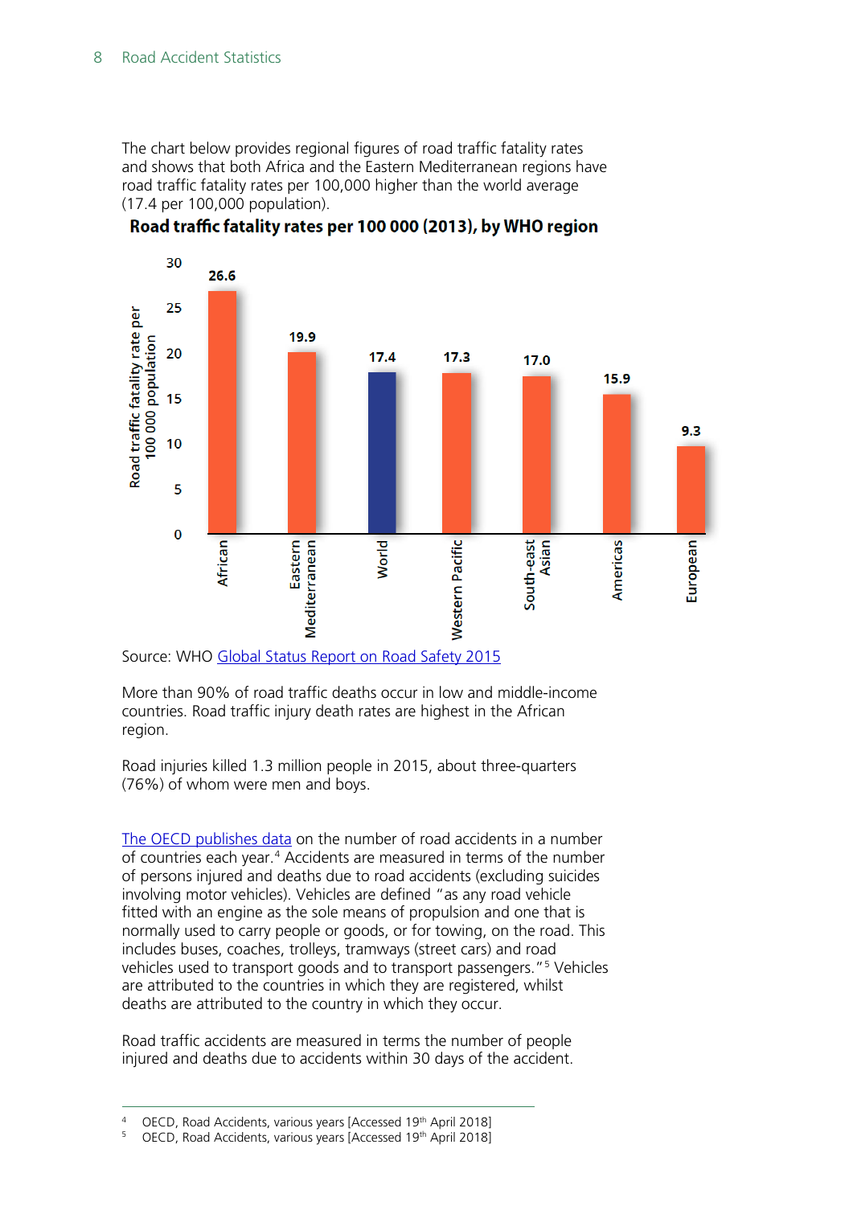The chart below provides regional figures of road traffic fatality rates and shows that both Africa and the Eastern Mediterranean regions have road traffic fatality rates per 100,000 higher than the world average (17.4 per 100,000 population).

**Road traffic fatality rates per 100 000 (2013), by WHO region**

| WHO region | Road traffic fatality rate per 100 000 population |
|---|---|
| African | 26.6 |
| Eastern Mediterranean | 19.9 |
| World | 17.4 |
| Western Pacific | 17.3 |
| South-east Asian | 17.0 |
| Americas | 15.9 |
| European | 9.3 |

Source: WHO Global Status Report on Road Safety 2015

More than 90% of road traffic deaths occur in low and middle-income countries. Road traffic injury death rates are highest in the African region.

Road injuries killed 1.3 million people in 2015, about three-quarters (76%) of whom were men and boys.

The OECD publishes data on the number of road accidents in a number of countries each year.[4] Accidents are measured in terms of the number of persons injured and deaths due to road accidents (excluding suicides involving motor vehicles). Vehicles are defined "as any road vehicle fitted with an engine as the sole means of propulsion and one that is normally used to carry people or goods, or for towing, on the road. This includes buses, coaches, trolleys, tramways (street cars) and road vehicles used to transport goods and to transport passengers."[5] Vehicles are attributed to the countries in which they are registered, whilst deaths are attributed to the country in which they occur.

Road traffic accidents are measured in terms the number of people injured and deaths due to accidents within 30 days of the accident.

[4] OECD, Road Accidents, various years [Accessed 19th April 2018]

[5] OECD, Road Accidents, various years [Accessed 19th April 2018]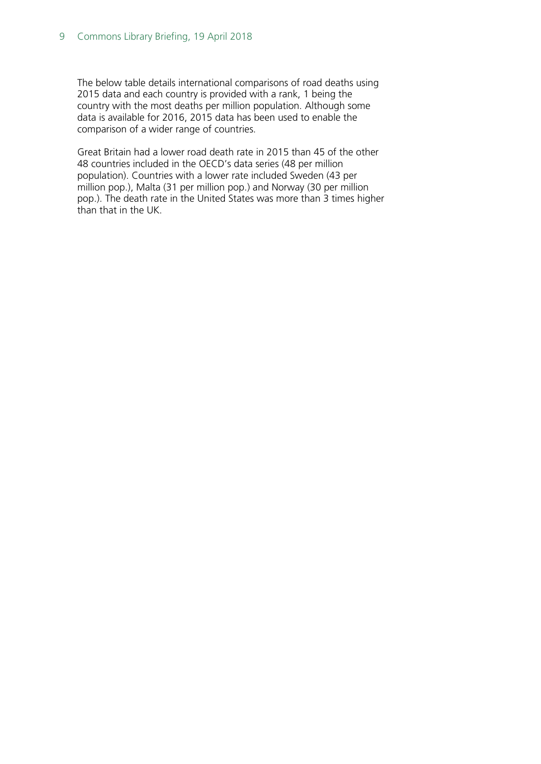The below table details international comparisons of road deaths using 2015 data and each country is provided with a rank, 1 being the country with the most deaths per million population. Although some data is available for 2016, 2015 data has been used to enable the comparison of a wider range of countries.

Great Britain had a lower road death rate in 2015 than 45 of the other 48 countries included in the OECD's data series (48 per million population). Countries with a lower rate included Sweden (43 per million pop.), Malta (31 per million pop.) and Norway (30 per million pop.). The death rate in the United States was more than 3 times higher than that in the UK.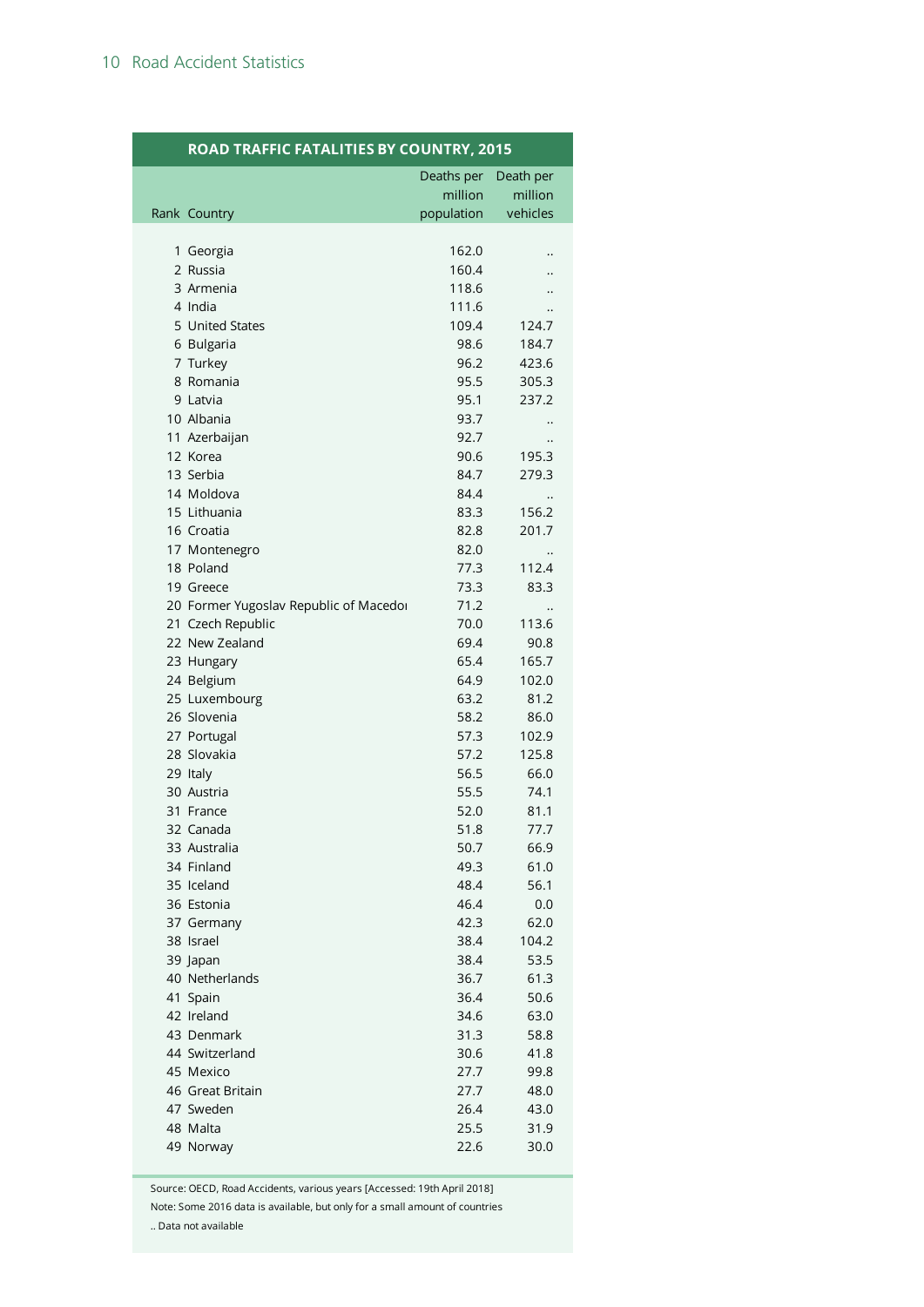**ROAD TRAFFIC FATALITIES BY COUNTRY, 2015**

| Rank | Country | Deaths per million population | Death per million vehicles |
|---|---|---|---|
| 1 | Georgia | 162.0 | .. |
| 2 | Russia | 160.4 | .. |
| 3 | Armenia | 118.6 | .. |
| 4 | India | 111.6 | .. |
| 5 | United States | 109.4 | 124.7 |
| 6 | Bulgaria | 98.6 | 184.7 |
| 7 | Turkey | 96.2 | 423.6 |
| 8 | Romania | 95.5 | 305.3 |
| 9 | Latvia | 95.1 | 237.2 |
| 10 | Albania | 93.7 | .. |
| 11 | Azerbaijan | 92.7 | .. |
| 12 | Korea | 90.6 | 195.3 |
| 13 | Serbia | 84.7 | 279.3 |
| 14 | Moldova | 84.4 | .. |
| 15 | Lithuania | 83.3 | 156.2 |
| 16 | Croatia | 82.8 | 201.7 |
| 17 | Montenegro | 82.0 | .. |
| 18 | Poland | 77.3 | 112.4 |
| 19 | Greece | 73.3 | 83.3 |
| 20 | Former Yugoslav Republic of Macedoı | 71.2 | .. |
| 21 | Czech Republic | 70.0 | 113.6 |
| 22 | New Zealand | 69.4 | 90.8 |
| 23 | Hungary | 65.4 | 165.7 |
| 24 | Belgium | 64.9 | 102.0 |
| 25 | Luxembourg | 63.2 | 81.2 |
| 26 | Slovenia | 58.2 | 86.0 |
| 27 | Portugal | 57.3 | 102.9 |
| 28 | Slovakia | 57.2 | 125.8 |
| 29 | Italy | 56.5 | 66.0 |
| 30 | Austria | 55.5 | 74.1 |
| 31 | France | 52.0 | 81.1 |
| 32 | Canada | 51.8 | 77.7 |
| 33 | Australia | 50.7 | 66.9 |
| 34 | Finland | 49.3 | 61.0 |
| 35 | Iceland | 48.4 | 56.1 |
| 36 | Estonia | 46.4 | 0.0 |
| 37 | Germany | 42.3 | 62.0 |
| 38 | Israel | 38.4 | 104.2 |
| 39 | Japan | 38.4 | 53.5 |
| 40 | Netherlands | 36.7 | 61.3 |
| 41 | Spain | 36.4 | 50.6 |
| 42 | Ireland | 34.6 | 63.0 |
| 43 | Denmark | 31.3 | 58.8 |
| 44 | Switzerland | 30.6 | 41.8 |
| 45 | Mexico | 27.7 | 99.8 |
| 46 | Great Britain | 27.7 | 48.0 |
| 47 | Sweden | 26.4 | 43.0 |
| 48 | Malta | 25.5 | 31.9 |
| 49 | Norway | 22.6 | 30.0 |

Source: OECD, Road Accidents, various years [Accessed: 19th April 2018]

Note: Some 2016 data is available, but only for a small amount of countries

.. Data not available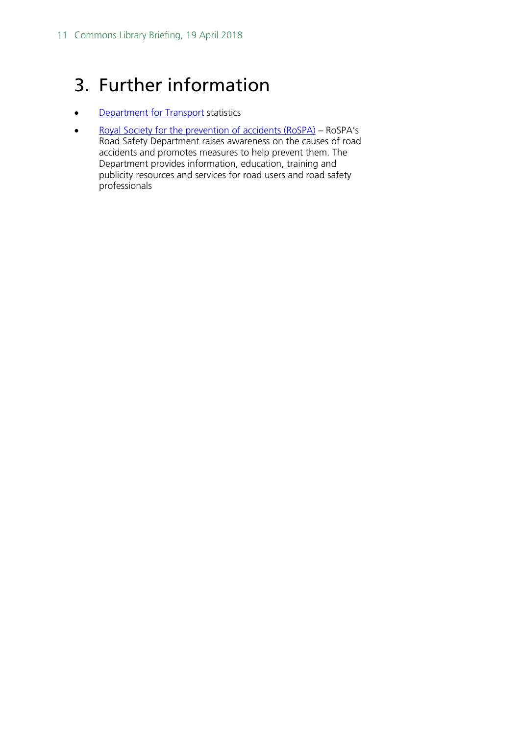# 3. Further information

- Department for Transport statistics
- Royal Society for the prevention of accidents (RoSPA) – RoSPA's Road Safety Department raises awareness on the causes of road accidents and promotes measures to help prevent them. The Department provides information, education, training and publicity resources and services for road users and road safety professionals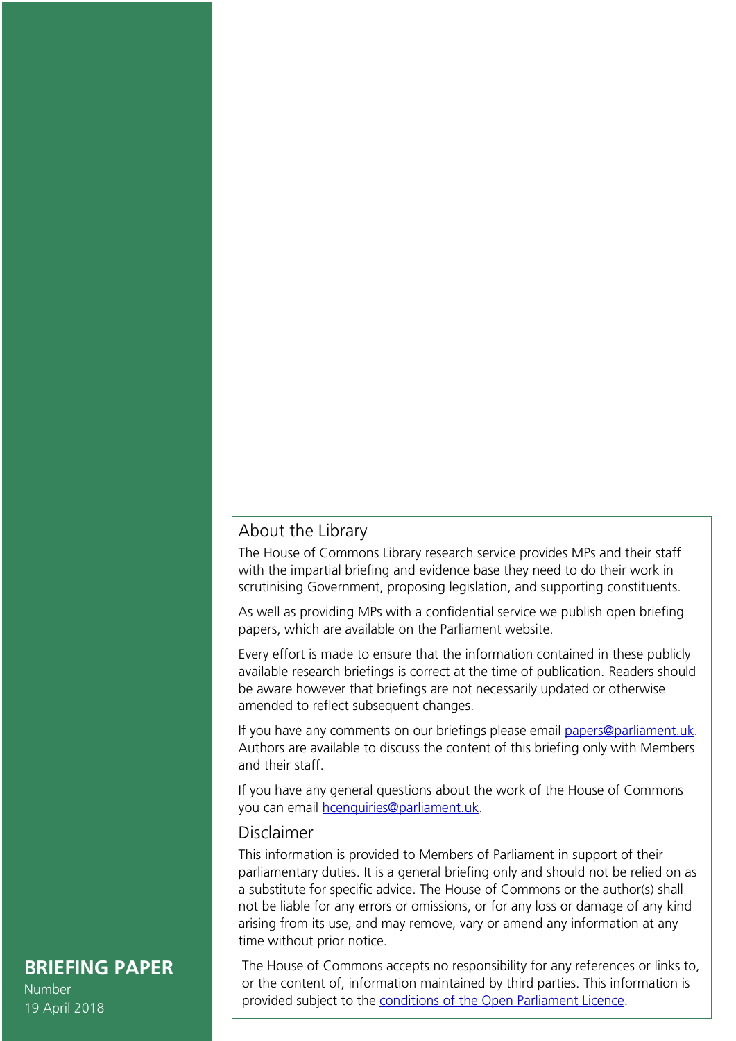## About the Library

The House of Commons Library research service provides MPs and their staff with the impartial briefing and evidence base they need to do their work in scrutinising Government, proposing legislation, and supporting constituents.

As well as providing MPs with a confidential service we publish open briefing papers, which are available on the Parliament website.

Every effort is made to ensure that the information contained in these publicly available research briefings is correct at the time of publication. Readers should be aware however that briefings are not necessarily updated or otherwise amended to reflect subsequent changes.

If you have any comments on our briefings please email papers@parliament.uk. Authors are available to discuss the content of this briefing only with Members and their staff.

If you have any general questions about the work of the House of Commons you can email hcenquiries@parliament.uk.

## Disclaimer

This information is provided to Members of Parliament in support of their parliamentary duties. It is a general briefing only and should not be relied on as a substitute for specific advice. The House of Commons or the author(s) shall not be liable for any errors or omissions, or for any loss or damage of any kind arising from its use, and may remove, vary or amend any information at any time without prior notice.

The House of Commons accepts no responsibility for any references or links to, or the content of, information maintained by third parties. This information is provided subject to the conditions of the Open Parliament Licence.

**BRIEFING PAPER**

Number

19 April 2018